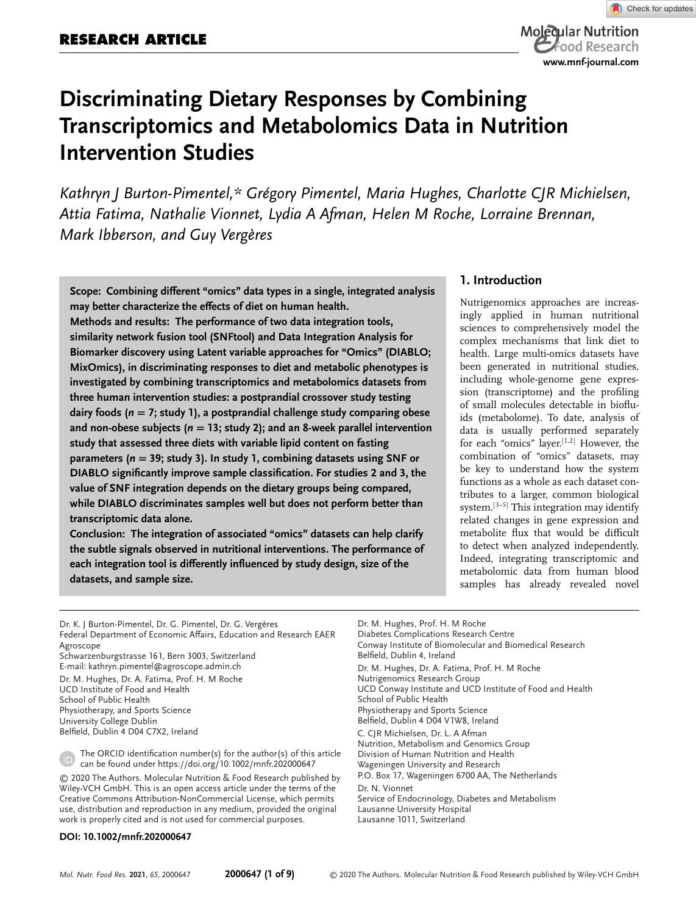RESEARCH ARTICLE

# Discriminating Dietary Responses by Combining Transcriptomics and Metabolomics Data in Nutrition Intervention Studies

*Kathryn J Burton-Pimentel,\* Grégory Pimentel, Maria Hughes, Charlotte CJR Michielsen, Attia Fatima, Nathalie Vionnet, Lydia A Afman, Helen M Roche, Lorraine Brennan, Mark Ibberson, and Guy Vergères*

**Scope: Combining different "omics" data types in a single, integrated analysis may better characterize the effects of diet on human health.**

**Methods and results: The performance of two data integration tools, similarity network fusion tool (SNFtool) and Data Integration Analysis for Biomarker discovery using Latent variable approaches for "Omics" (DIABLO; MixOmics), in discriminating responses to diet and metabolic phenotypes is investigated by combining transcriptomics and metabolomics datasets from three human intervention studies: a postprandial crossover study testing dairy foods (*n* = 7; study 1), a postprandial challenge study comparing obese and non-obese subjects (*n* = 13; study 2); and an 8-week parallel intervention study that assessed three diets with variable lipid content on fasting parameters (*n* = 39; study 3). In study 1, combining datasets using SNF or DIABLO significantly improve sample classification. For studies 2 and 3, the value of SNF integration depends on the dietary groups being compared, while DIABLO discriminates samples well but does not perform better than transcriptomic data alone.**

**Conclusion: The integration of associated "omics" datasets can help clarify the subtle signals observed in nutritional interventions. The performance of each integration tool is differently influenced by study design, size of the datasets, and sample size.**

## 1. Introduction

Nutrigenomics approaches are increasingly applied in human nutritional sciences to comprehensively model the complex mechanisms that link diet to health. Large multi-omics datasets have been generated in nutritional studies, including whole-genome gene expression (transcriptome) and the profiling of small molecules detectable in biofluids (metabolome). To date, analysis of data is usually performed separately for each "omics" layer.[1,2] However, the combination of "omics" datasets, may be key to understand how the system functions as a whole as each dataset contributes to a larger, common biological system.[3–5] This integration may identify related changes in gene expression and metabolite flux that would be difficult to detect when analyzed independently. Indeed, integrating transcriptomic and metabolomic data from human blood samples has already revealed novel

Dr. K. J Burton-Pimentel, Dr. G. Pimentel, Dr. G. Vergères
Federal Department of Economic Affairs, Education and Research EAER
Agroscope
Schwarzenburgstrasse 161, Bern 3003, Switzerland
E-mail: kathryn.pimentel@agroscope.admin.ch

Dr. M. Hughes, Dr. A. Fatima, Prof. H. M Roche
UCD Institute of Food and Health
School of Public Health
Physiotherapy, and Sports Science
University College Dublin
Belfield, Dublin 4 D04 C7X2, Ireland

Dr. M. Hughes, Prof. H. M Roche
Diabetes Complications Research Centre
Conway Institute of Biomolecular and Biomedical Research
Belfield, Dublin 4, Ireland

Dr. M. Hughes, Dr. A. Fatima, Prof. H. M Roche
Nutrigenomics Research Group
UCD Conway Institute and UCD Institute of Food and Health
School of Public Health
Physiotherapy and Sports Science
Belfield, Dublin 4 D04 V1W8, Ireland

C. CJR Michielsen, Dr. L. A Afman
Nutrition, Metabolism and Genomics Group
Division of Human Nutrition and Health
Wageningen University and Research
P.O. Box 17, Wageningen 6700 AA, The Netherlands

Dr. N. Vionnet
Service of Endocrinology, Diabetes and Metabolism
Lausanne University Hospital
Lausanne 1011, Switzerland

The ORCID identification number(s) for the author(s) of this article can be found under https://doi.org/10.1002/mnfr.202000647

© 2020 The Authors. Molecular Nutrition & Food Research published by Wiley-VCH GmbH. This is an open access article under the terms of the Creative Commons Attribution-NonCommercial License, which permits use, distribution and reproduction in any medium, provided the original work is properly cited and is not used for commercial purposes.

**DOI: 10.1002/mnfr.202000647**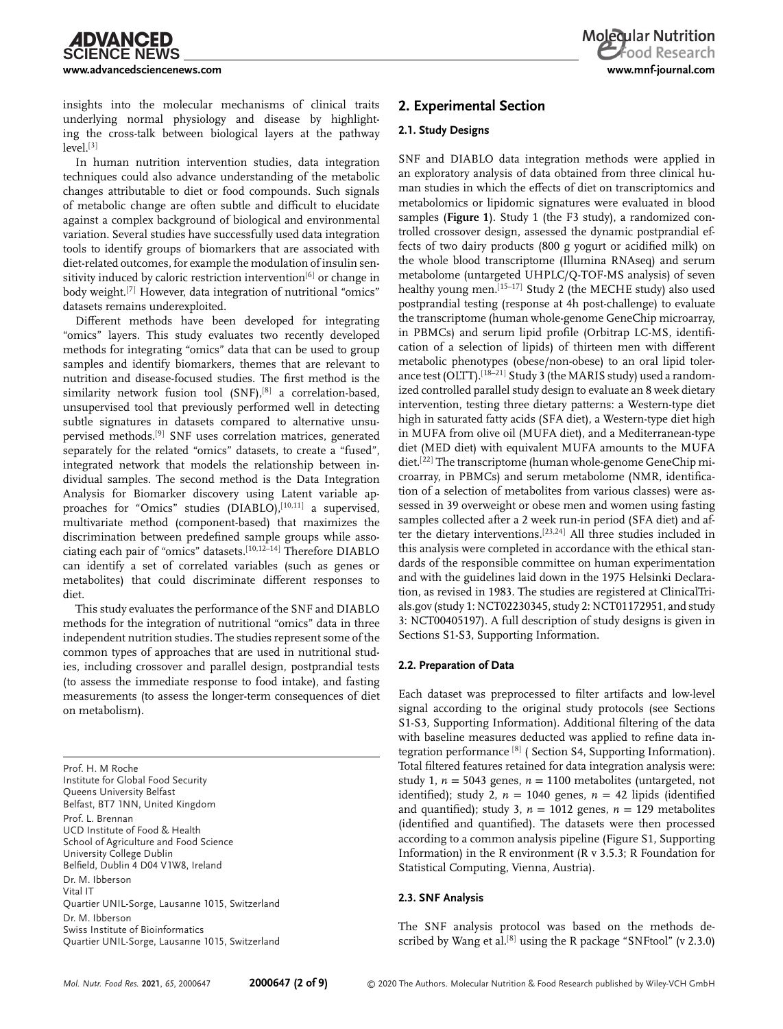insights into the molecular mechanisms of clinical traits underlying normal physiology and disease by highlighting the cross-talk between biological layers at the pathway level.[3]

In human nutrition intervention studies, data integration techniques could also advance understanding of the metabolic changes attributable to diet or food compounds. Such signals of metabolic change are often subtle and difficult to elucidate against a complex background of biological and environmental variation. Several studies have successfully used data integration tools to identify groups of biomarkers that are associated with diet-related outcomes, for example the modulation of insulin sensitivity induced by caloric restriction intervention[6] or change in body weight.[7] However, data integration of nutritional "omics" datasets remains underexploited.

Different methods have been developed for integrating "omics" layers. This study evaluates two recently developed methods for integrating "omics" data that can be used to group samples and identify biomarkers, themes that are relevant to nutrition and disease-focused studies. The first method is the similarity network fusion tool (SNF),[8] a correlation-based, unsupervised tool that previously performed well in detecting subtle signatures in datasets compared to alternative unsupervised methods.[9] SNF uses correlation matrices, generated separately for the related "omics" datasets, to create a "fused", integrated network that models the relationship between individual samples. The second method is the Data Integration Analysis for Biomarker discovery using Latent variable approaches for "Omics" studies (DIABLO),[10,11] a supervised, multivariate method (component-based) that maximizes the discrimination between predefined sample groups while associating each pair of "omics" datasets.[10,12–14] Therefore DIABLO can identify a set of correlated variables (such as genes or metabolites) that could discriminate different responses to diet.

This study evaluates the performance of the SNF and DIABLO methods for the integration of nutritional "omics" data in three independent nutrition studies. The studies represent some of the common types of approaches that are used in nutritional studies, including crossover and parallel design, postprandial tests (to assess the immediate response to food intake), and fasting measurements (to assess the longer-term consequences of diet on metabolism).

Prof. H. M Roche
Institute for Global Food Security
Queens University Belfast
Belfast, BT7 1NN, United Kingdom

Prof. L. Brennan
UCD Institute of Food & Health
School of Agriculture and Food Science
University College Dublin
Belfield, Dublin 4 D04 V1W8, Ireland

Dr. M. Ibberson
Vital IT
Quartier UNIL-Sorge, Lausanne 1015, Switzerland

Dr. M. Ibberson
Swiss Institute of Bioinformatics
Quartier UNIL-Sorge, Lausanne 1015, Switzerland

## 2. Experimental Section

### 2.1. Study Designs

SNF and DIABLO data integration methods were applied in an exploratory analysis of data obtained from three clinical human studies in which the effects of diet on transcriptomics and metabolomics or lipidomic signatures were evaluated in blood samples (**Figure 1**). Study 1 (the F3 study), a randomized controlled crossover design, assessed the dynamic postprandial effects of two dairy products (800 g yogurt or acidified milk) on the whole blood transcriptome (Illumina RNAseq) and serum metabolome (untargeted UHPLC/Q-TOF-MS analysis) of seven healthy young men.[15–17] Study 2 (the MECHE study) also used postprandial testing (response at 4h post-challenge) to evaluate the transcriptome (human whole-genome GeneChip microarray, in PBMCs) and serum lipid profile (Orbitrap LC-MS, identification of a selection of lipids) of thirteen men with different metabolic phenotypes (obese/non-obese) to an oral lipid tolerance test (OLTT).[18–21] Study 3 (the MARIS study) used a randomized controlled parallel study design to evaluate an 8 week dietary intervention, testing three dietary patterns: a Western-type diet high in saturated fatty acids (SFA diet), a Western-type diet high in MUFA from olive oil (MUFA diet), and a Mediterranean-type diet (MED diet) with equivalent MUFA amounts to the MUFA diet.[22] The transcriptome (human whole-genome GeneChip microarray, in PBMCs) and serum metabolome (NMR, identification of a selection of metabolites from various classes) were assessed in 39 overweight or obese men and women using fasting samples collected after a 2 week run-in period (SFA diet) and after the dietary interventions.[23,24] All three studies included in this analysis were completed in accordance with the ethical standards of the responsible committee on human experimentation and with the guidelines laid down in the 1975 Helsinki Declaration, as revised in 1983. The studies are registered at ClinicalTrials.gov (study 1: NCT02230345, study 2: NCT01172951, and study 3: NCT00405197). A full description of study designs is given in Sections S1-S3, Supporting Information.

### 2.2. Preparation of Data

Each dataset was preprocessed to filter artifacts and low-level signal according to the original study protocols (see Sections S1-S3, Supporting Information). Additional filtering of the data with baseline measures deducted was applied to refine data integration performance [8] ( Section S4, Supporting Information). Total filtered features retained for data integration analysis were: study 1, $n = 5043$ genes, $n = 1100$ metabolites (untargeted, not identified); study 2, $n = 1040$ genes, $n = 42$ lipids (identified and quantified); study 3, $n = 1012$ genes, $n = 129$ metabolites (identified and quantified). The datasets were then processed according to a common analysis pipeline (Figure S1, Supporting Information) in the R environment (R v 3.5.3; R Foundation for Statistical Computing, Vienna, Austria).

### 2.3. SNF Analysis

The SNF analysis protocol was based on the methods described by Wang et al.[8] using the R package "SNFtool" (v 2.3.0)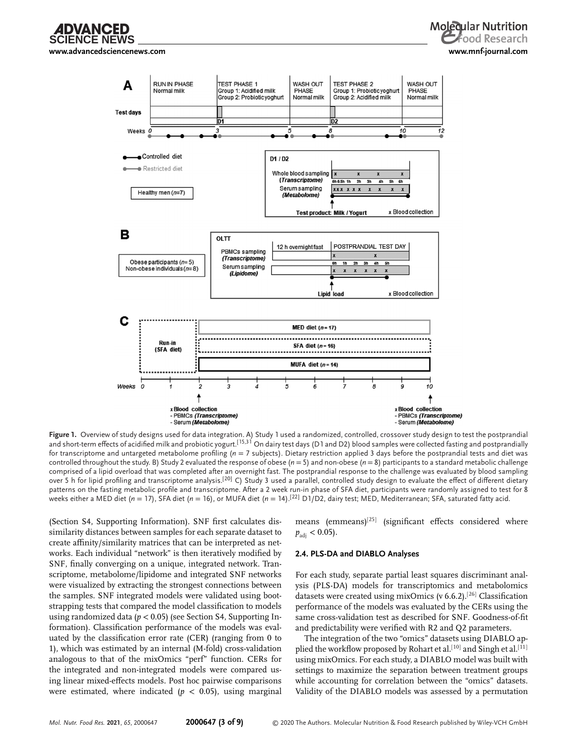A

RUN IN PHASE
Normal milk

TEST PHASE 1
Group 1: Acidified milk
Group 2: Probiotic yoghurt

WASH OUT PHASE
Normal milk

TEST PHASE 2
Group 1: Probiotic yoghurt
Group 2: Acidified milk

WASH OUT PHASE
Normal milk

Test days

D1

D2

Weeks 0 3 5 8 10 12

Controlled diet

Restricted diet

Healthy men (n=7)

D1 / D2

Whole blood sampling (Transcriptome)

0h 0.5h 1h 2h 3h 4h 5h 6h

Serum sampling (Metabolome)

Test product: Milk / Yogurt

x Blood collection

B

OLTT

PBMCs sampling (Transcriptome)

Serum sampling (Lipidome)

12 h overnight fast

POSTPRANDIAL TEST DAY

0h 1h 2h 3h 4h 5h

Obese participants (n= 5)
Non-obese individuals (n= 8)

Lipid load

x Blood collection

C

Run-in (SFA diet)

MED diet (n = 17)

SFA diet (n = 16)

MUFA diet (n = 14)

Weeks 0 1 2 3 4 5 6 7 8 9 10

x Blood collection
- PBMCs (Transcriptome)
- Serum (Metabolome)

x Blood collection
- PBMCs (Transcriptome)
- Serum (Metabolome)

**Figure 1.** Overview of study designs used for data integration. A) Study 1 used a randomized, controlled, crossover study design to test the postprandial and short-term effects of acidified milk and probiotic yogurt.[15,31] On dairy test days (D1 and D2) blood samples were collected fasting and postprandially for transcriptome and untargeted metabolome profiling ($n = 7$ subjects). Dietary restriction applied 3 days before the postprandial tests and diet was controlled throughout the study. B) Study 2 evaluated the response of obese ($n = 5$) and non-obese ($n = 8$) participants to a standard metabolic challenge comprised of a lipid overload that was completed after an overnight fast. The postprandial response to the challenge was evaluated by blood sampling over 5 h for lipid profiling and transcriptome analysis.[20] C) Study 3 used a parallel, controlled study design to evaluate the effect of different dietary patterns on the fasting metabolic profile and transcriptome. After a 2 week run-in phase of SFA diet, participants were randomly assigned to test for 8 weeks either a MED diet ($n = 17$), SFA diet ($n = 16$), or MUFA diet ($n = 14$).[22] D1/D2, dairy test; MED, Mediterranean; SFA, saturated fatty acid.

(Section S4, Supporting Information). SNF first calculates dissimilarity distances between samples for each separate dataset to create affinity/similarity matrices that can be interpreted as networks. Each individual "network" is then iteratively modified by SNF, finally converging on a unique, integrated network. Transcriptome, metabolome/lipidome and integrated SNF networks were visualized by extracting the strongest connections between the samples. SNF integrated models were validated using bootstrapping tests that compared the model classification to models using randomized data ($p < 0.05$) (see Section S4, Supporting Information). Classification performance of the models was evaluated by the classification error rate (CER) (ranging from 0 to 1), which was estimated by an internal (M-fold) cross-validation analogous to that of the mixOmics "perf" function. CERs for the integrated and non-integrated models were compared using linear mixed-effects models. Post hoc pairwise comparisons were estimated, where indicated ($p < 0.05$), using marginal means (emmeans)[25] (significant effects considered where $p_{\text{adj}} < 0.05$).

### 2.4. PLS-DA and DIABLO Analyses

For each study, separate partial least squares discriminant analysis (PLS-DA) models for transcriptomics and metabolomics datasets were created using mixOmics (v 6.6.2).[26] Classification performance of the models was evaluated by the CERs using the same cross-validation test as described for SNF. Goodness-of-fit and predictability were verified with R2 and Q2 parameters.

The integration of the two "omics" datasets using DIABLO applied the workflow proposed by Rohart et al.[10] and Singh et al.[11] using mixOmics. For each study, a DIABLO model was built with settings to maximize the separation between treatment groups while accounting for correlation between the "omics" datasets. Validity of the DIABLO models was assessed by a permutation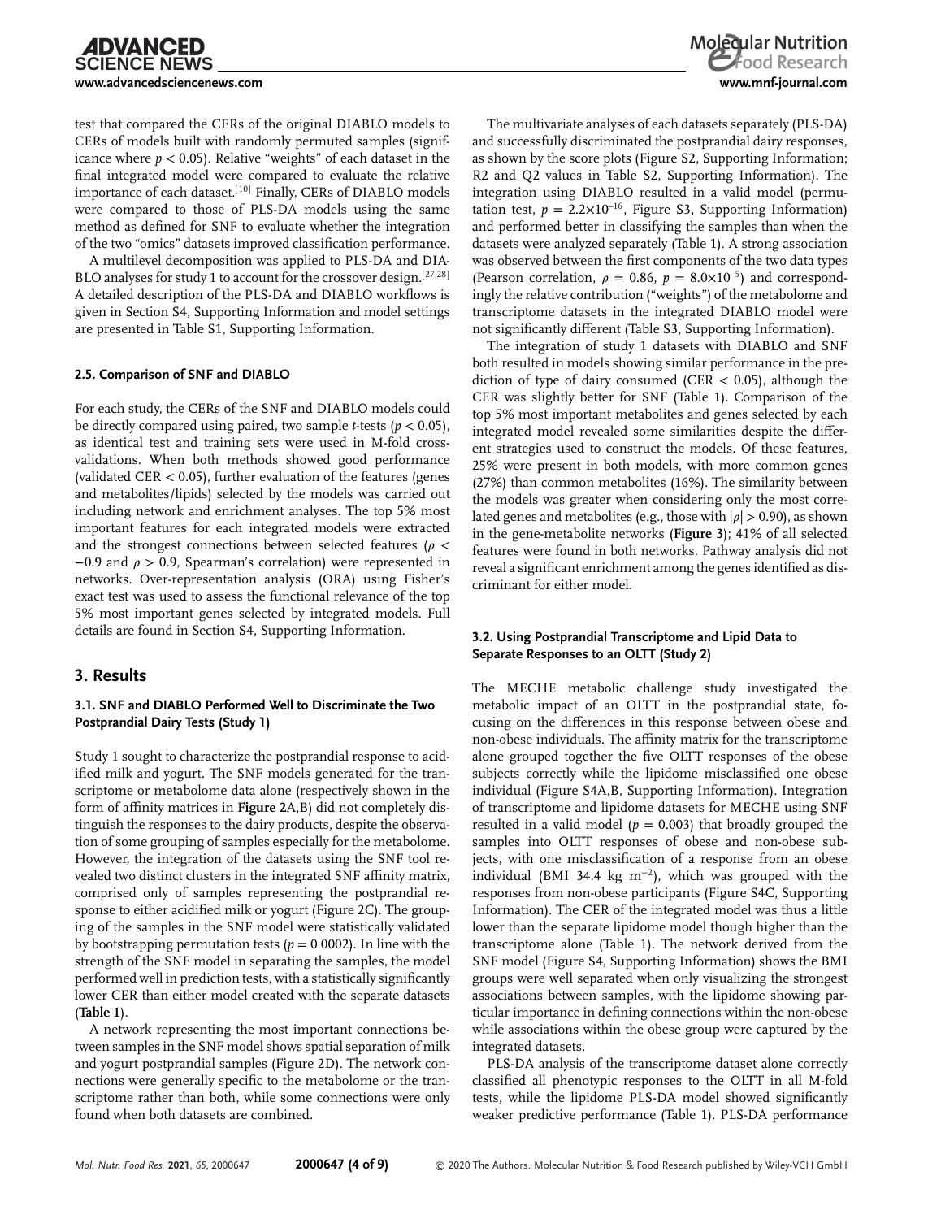test that compared the CERs of the original DIABLO models to CERs of models built with randomly permuted samples (significance where $p < 0.05$). Relative "weights" of each dataset in the final integrated model were compared to evaluate the relative importance of each dataset.[10] Finally, CERs of DIABLO models were compared to those of PLS-DA models using the same method as defined for SNF to evaluate whether the integration of the two "omics" datasets improved classification performance.

A multilevel decomposition was applied to PLS-DA and DIABLO analyses for study 1 to account for the crossover design.[27,28] A detailed description of the PLS-DA and DIABLO workflows is given in Section S4, Supporting Information and model settings are presented in Table S1, Supporting Information.

#### 2.5. Comparison of SNF and DIABLO

For each study, the CERs of the SNF and DIABLO models could be directly compared using paired, two sample *t*-tests ($p < 0.05$), as identical test and training sets were used in M-fold cross-validations. When both methods showed good performance (validated CER < 0.05), further evaluation of the features (genes and metabolites/lipids) selected by the models was carried out including network and enrichment analyses. The top 5% most important features for each integrated models were extracted and the strongest connections between selected features ($\rho < -0.9$ and $\rho > 0.9$, Spearman's correlation) were represented in networks. Over-representation analysis (ORA) using Fisher's exact test was used to assess the functional relevance of the top 5% most important genes selected by integrated models. Full details are found in Section S4, Supporting Information.

## 3. Results

### 3.1. SNF and DIABLO Performed Well to Discriminate the Two Postprandial Dairy Tests (Study 1)

Study 1 sought to characterize the postprandial response to acidified milk and yogurt. The SNF models generated for the transcriptome or metabolome data alone (respectively shown in the form of affinity matrices in **Figure 2**A,B) did not completely distinguish the responses to the dairy products, despite the observation of some grouping of samples especially for the metabolome. However, the integration of the datasets using the SNF tool revealed two distinct clusters in the integrated SNF affinity matrix, comprised only of samples representing the postprandial response to either acidified milk or yogurt (Figure 2C). The grouping of the samples in the SNF model were statistically validated by bootstrapping permutation tests ($p = 0.0002$). In line with the strength of the SNF model in separating the samples, the model performed well in prediction tests, with a statistically significantly lower CER than either model created with the separate datasets (**Table 1**).

A network representing the most important connections between samples in the SNF model shows spatial separation of milk and yogurt postprandial samples (Figure 2D). The network connections were generally specific to the metabolome or the transcriptome rather than both, while some connections were only found when both datasets are combined.

The multivariate analyses of each datasets separately (PLS-DA) and successfully discriminated the postprandial dairy responses, as shown by the score plots (Figure S2, Supporting Information; R2 and Q2 values in Table S2, Supporting Information). The integration using DIABLO resulted in a valid model (permutation test, $p = 2.2\times10^{-16}$, Figure S3, Supporting Information) and performed better in classifying the samples than when the datasets were analyzed separately (Table 1). A strong association was observed between the first components of the two data types (Pearson correlation, $\rho = 0.86$, $p = 8.0\times10^{-5}$) and correspondingly the relative contribution ("weights") of the metabolome and transcriptome datasets in the integrated DIABLO model were not significantly different (Table S3, Supporting Information).

The integration of study 1 datasets with DIABLO and SNF both resulted in models showing similar performance in the prediction of type of dairy consumed (CER < 0.05), although the CER was slightly better for SNF (Table 1). Comparison of the top 5% most important metabolites and genes selected by each integrated model revealed some similarities despite the different strategies used to construct the models. Of these features, 25% were present in both models, with more common genes (27%) than common metabolites (16%). The similarity between the models was greater when considering only the most correlated genes and metabolites (e.g., those with $|\rho| > 0.90$), as shown in the gene-metabolite networks (**Figure 3**); 41% of all selected features were found in both networks. Pathway analysis did not reveal a significant enrichment among the genes identified as discriminant for either model.

### 3.2. Using Postprandial Transcriptome and Lipid Data to Separate Responses to an OLTT (Study 2)

The MECHE metabolic challenge study investigated the metabolic impact of an OLTT in the postprandial state, focusing on the differences in this response between obese and non-obese individuals. The affinity matrix for the transcriptome alone grouped together the five OLTT responses of the obese subjects correctly while the lipidome misclassified one obese individual (Figure S4A,B, Supporting Information). Integration of transcriptome and lipidome datasets for MECHE using SNF resulted in a valid model ($p = 0.003$) that broadly grouped the samples into OLTT responses of obese and non-obese subjects, with one misclassification of a response from an obese individual (BMI 34.4 kg $m^{-2}$), which was grouped with the responses from non-obese participants (Figure S4C, Supporting Information). The CER of the integrated model was thus a little lower than the separate lipidome model though higher than the transcriptome alone (Table 1). The network derived from the SNF model (Figure S4, Supporting Information) shows the BMI groups were well separated when only visualizing the strongest associations between samples, with the lipidome showing particular importance in defining connections within the non-obese while associations within the obese group were captured by the integrated datasets.

PLS-DA analysis of the transcriptome dataset alone correctly classified all phenotypic responses to the OLTT in all M-fold tests, while the lipidome PLS-DA model showed significantly weaker predictive performance (Table 1). PLS-DA performance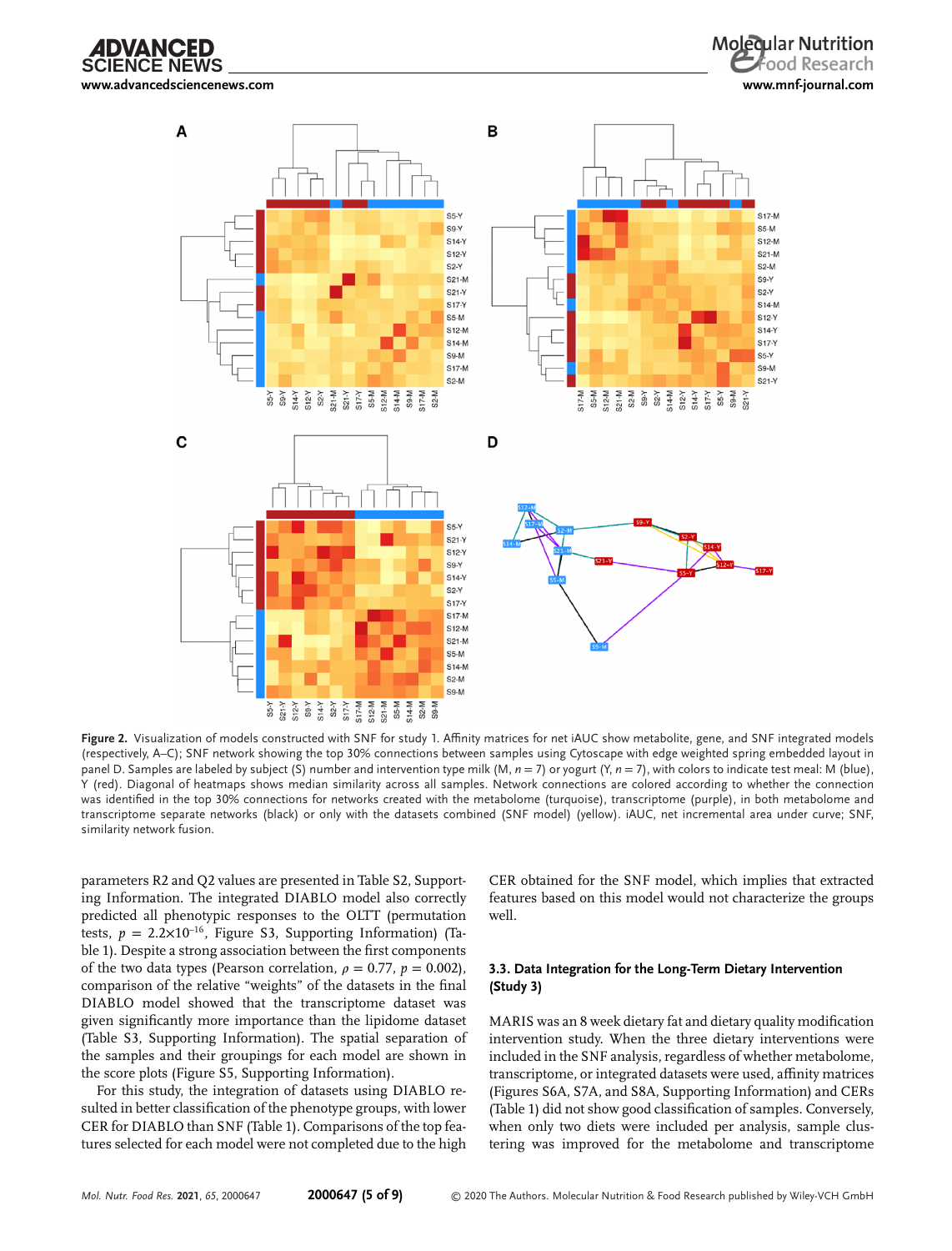A

S5-Y
S9-Y
S14-Y
S12-Y
S2-Y
S21-M
S21-Y
S17-Y
S5-M
S12-M
S14-M
S9-M
S17-M
S2-M

B

S17-M
S5-M
S12-M
S21-M
S2-M
S9-Y
S2-Y
S14-M
S12-Y
S14-Y
S17-Y
S5-Y
S9-M
S21-Y

C

S5-Y
S21-Y
S12-Y
S9-Y
S14-Y
S2-Y
S17-Y
S17-M
S12-M
S21-M
S5-M
S14-M
S2-M
S9-M

D

S12-M
S17-M
S14-M
S2-M
S21-M
S5-M
S9-M
S9-Y
S2-Y
S14-Y
S21-Y
S12-Y
S5-Y
S17-Y

**Figure 2.** Visualization of models constructed with SNF for study 1. Affinity matrices for net iAUC show metabolite, gene, and SNF integrated models (respectively, A–C); SNF network showing the top 30% connections between samples using Cytoscape with edge weighted spring embedded layout in panel D. Samples are labeled by subject (S) number and intervention type milk (M, $n = 7$) or yogurt (Y, $n = 7$), with colors to indicate test meal: M (blue), Y (red). Diagonal of heatmaps shows median similarity across all samples. Network connections are colored according to whether the connection was identified in the top 30% connections for networks created with the metabolome (turquoise), transcriptome (purple), in both metabolome and transcriptome separate networks (black) or only with the datasets combined (SNF model) (yellow). iAUC, net incremental area under curve; SNF, similarity network fusion.

parameters R2 and Q2 values are presented in Table S2, Supporting Information. The integrated DIABLO model also correctly predicted all phenotypic responses to the OLTT (permutation tests, $p = 2.2\times10^{-16}$, Figure S3, Supporting Information) (Table 1). Despite a strong association between the first components of the two data types (Pearson correlation, $\rho = 0.77$, $p = 0.002$), comparison of the relative "weights" of the datasets in the final DIABLO model showed that the transcriptome dataset was given significantly more importance than the lipidome dataset (Table S3, Supporting Information). The spatial separation of the samples and their groupings for each model are shown in the score plots (Figure S5, Supporting Information).

For this study, the integration of datasets using DIABLO resulted in better classification of the phenotype groups, with lower CER for DIABLO than SNF (Table 1). Comparisons of the top features selected for each model were not completed due to the high CER obtained for the SNF model, which implies that extracted features based on this model would not characterize the groups well.

### 3.3. Data Integration for the Long-Term Dietary Intervention (Study 3)

MARIS was an 8 week dietary fat and dietary quality modification intervention study. When the three dietary interventions were included in the SNF analysis, regardless of whether metabolome, transcriptome, or integrated datasets were used, affinity matrices (Figures S6A, S7A, and S8A, Supporting Information) and CERs (Table 1) did not show good classification of samples. Conversely, when only two diets were included per analysis, sample clustering was improved for the metabolome and transcriptome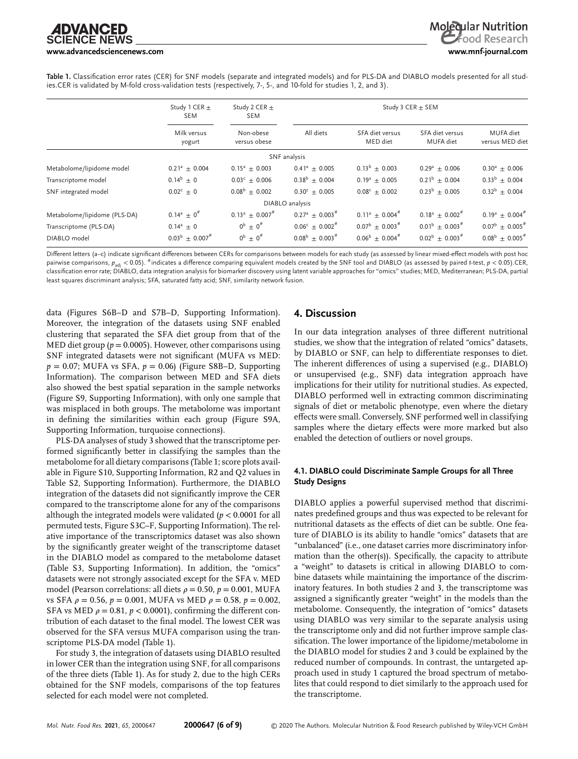**Table 1.** Classification error rates (CER) for SNF models (separate and integrated models) and for PLS-DA and DIABLO models presented for all studies.CER is validated by M-fold cross-validation tests (respectively, 7-, 5-, and 10-fold for studies 1, 2, and 3).

| | Study 1 CER ± SEM | Study 2 CER ± SEM | Study 3 CER ± SEM | | | |
|---|---|---|---|---|---|---|
| | Milk versus yogurt | Non-obese versus obese | All diets | SFA diet versus MED diet | SFA diet versus MUFA diet | MUFA diet versus MED diet |
| SNF analysis | | | | | | |
| Metabolome/lipidome model | $0.21^a \pm 0.004$ | $0.15^a \pm 0.003$ | $0.41^a \pm 0.005$ | $0.13^b \pm 0.003$ | $0.29^a \pm 0.006$ | $0.30^a \pm 0.006$ |
| Transcriptome model | $0.14^b \pm 0$ | $0.03^c \pm 0.006$ | $0.38^b \pm 0.004$ | $0.19^a \pm 0.005$ | $0.21^b \pm 0.004$ | $0.33^b \pm 0.004$ |
| SNF integrated model | $0.02^c \pm 0$ | $0.08^b \pm 0.002$ | $0.30^c \pm 0.005$ | $0.08^c \pm 0.002$ | $0.23^b \pm 0.005$ | $0.32^b \pm 0.004$ |
| DIABLO analysis | | | | | | |
| Metabolome/lipidome (PLS-DA) | $0.14^a \pm 0^{\#}$ | $0.13^a \pm 0.007^{\#}$ | $0.27^a \pm 0.003^{\#}$ | $0.11^a \pm 0.004^{\#}$ | $0.18^a \pm 0.002^{\#}$ | $0.19^a \pm 0.004^{\#}$ |
| Transcriptome (PLS-DA) | $0.14^a \pm 0$ | $0^b \pm 0^{\#}$ | $0.06^c \pm 0.002^{\#}$ | $0.07^b \pm 0.003^{\#}$ | $0.01^b \pm 0.003^{\#}$ | $0.07^b \pm 0.005^{\#}$ |
| DIABLO model | $0.03^b \pm 0.007^{\#}$ | $0^b \pm 0^{\#}$ | $0.08^b \pm 0.003^{\#}$ | $0.06^b \pm 0.004^{\#}$ | $0.02^b \pm 0.003^{\#}$ | $0.08^b \pm 0.005^{\#}$ |

Different letters (a–c) indicate significant differences between CERs for comparisons between models for each study (as assessed by linear mixed-effect models with post hoc pairwise comparisons, $p_{adj} < 0.05$). # indicates a difference comparing equivalent models created by the SNF tool and DIABLO (as assessed by paired t-test, $p < 0.05$).CER, classification error rate; DIABLO, data integration analysis for biomarker discovery using latent variable approaches for "omics" studies; MED, Mediterranean; PLS-DA, partial least squares discriminant analysis; SFA, saturated fatty acid; SNF, similarity network fusion.

data (Figures S6B–D and S7B–D, Supporting Information). Moreover, the integration of the datasets using SNF enabled clustering that separated the SFA diet group from that of the MED diet group ($p = 0.0005$). However, other comparisons using SNF integrated datasets were not significant (MUFA vs MED: $p = 0.07$; MUFA vs SFA, $p = 0.06$) (Figure S8B–D, Supporting Information). The comparison between MED and SFA diets also showed the best spatial separation in the sample networks (Figure S9, Supporting Information), with only one sample that was misplaced in both groups. The metabolome was important in defining the similarities within each group (Figure S9A, Supporting Information, turquoise connections).

PLS-DA analyses of study 3 showed that the transcriptome performed significantly better in classifying the samples than the metabolome for all dietary comparisons (Table 1; score plots available in Figure S10, Supporting Information, R2 and Q2 values in Table S2, Supporting Information). Furthermore, the DIABLO integration of the datasets did not significantly improve the CER compared to the transcriptome alone for any of the comparisons although the integrated models were validated ($p < 0.0001$ for all permuted tests, Figure S3C–F, Supporting Information). The relative importance of the transcriptomics dataset was also shown by the significantly greater weight of the transcriptome dataset in the DIABLO model as compared to the metabolome dataset (Table S3, Supporting Information). In addition, the "omics" datasets were not strongly associated except for the SFA v. MED model (Pearson correlations: all diets $\rho = 0.50$, $p = 0.001$, MUFA vs SFA $\rho = 0.56$, $p = 0.001$, MUFA vs MED $\rho = 0.58$, $p = 0.002$, SFA vs MED $\rho = 0.81$, $p < 0.0001$), confirming the different contribution of each dataset to the final model. The lowest CER was observed for the SFA versus MUFA comparison using the transcriptome PLS-DA model (Table 1).

For study 3, the integration of datasets using DIABLO resulted in lower CER than the integration using SNF, for all comparisons of the three diets (Table 1). As for study 2, due to the high CERs obtained for the SNF models, comparisons of the top features selected for each model were not completed.

## 4. Discussion

In our data integration analyses of three different nutritional studies, we show that the integration of related "omics" datasets, by DIABLO or SNF, can help to differentiate responses to diet. The inherent differences of using a supervised (e.g., DIABLO) or unsupervised (e.g., SNF) data integration approach have implications for their utility for nutritional studies. As expected, DIABLO performed well in extracting common discriminating signals of diet or metabolic phenotype, even where the dietary effects were small. Conversely, SNF performed well in classifying samples where the dietary effects were more marked but also enabled the detection of outliers or novel groups.

### 4.1. DIABLO could Discriminate Sample Groups for all Three Study Designs

DIABLO applies a powerful supervised method that discriminates predefined groups and thus was expected to be relevant for nutritional datasets as the effects of diet can be subtle. One feature of DIABLO is its ability to handle "omics" datasets that are "unbalanced" (i.e., one dataset carries more discriminatory information than the other(s)). Specifically, the capacity to attribute a "weight" to datasets is critical in allowing DIABLO to combine datasets while maintaining the importance of the discriminatory features. In both studies 2 and 3, the transcriptome was assigned a significantly greater "weight" in the models than the metabolome. Consequently, the integration of "omics" datasets using DIABLO was very similar to the separate analysis using the transcriptome only and did not further improve sample classification. The lower importance of the lipidome/metabolome in the DIABLO model for studies 2 and 3 could be explained by the reduced number of compounds. In contrast, the untargeted approach used in study 1 captured the broad spectrum of metabolites that could respond to diet similarly to the approach used for the transcriptome.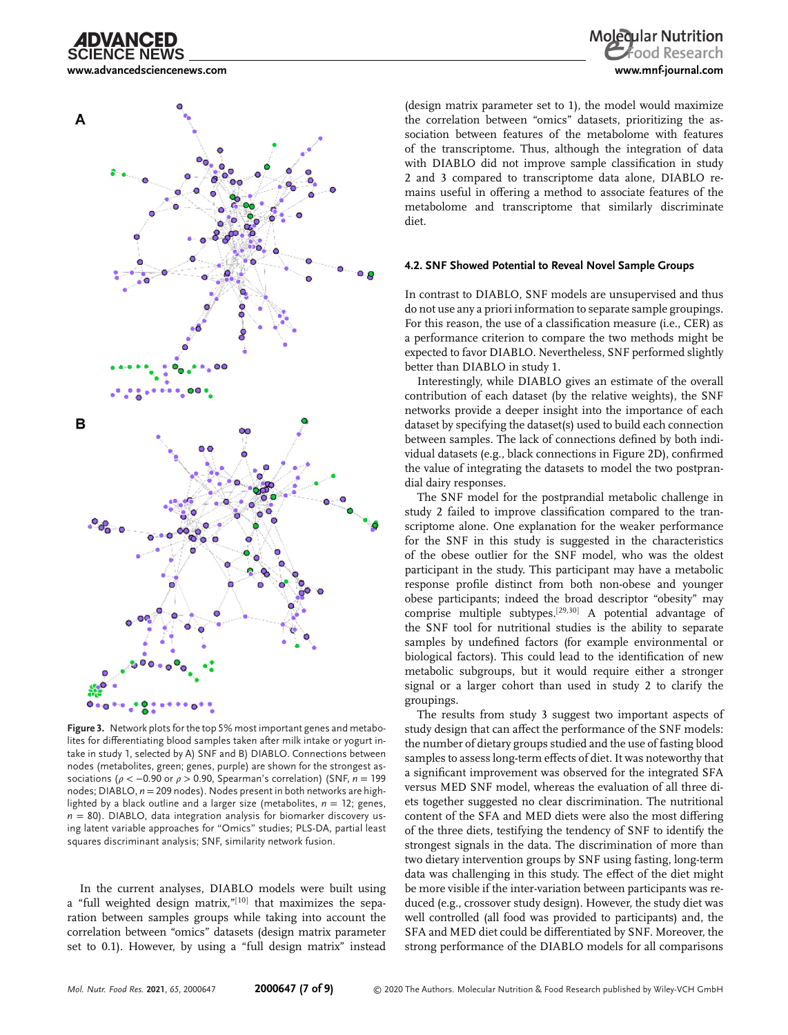A

B

Figure 3. Network plots for the top 5% most important genes and metabolites for differentiating blood samples taken after milk intake or yogurt intake in study 1, selected by A) SNF and B) DIABLO. Connections between nodes (metabolites, green; genes, purple) are shown for the strongest associations ($\rho < -0.90$ or $\rho > 0.90$, Spearman's correlation) (SNF, $n = 199$ nodes; DIABLO, $n = 209$ nodes). Nodes present in both networks are highlighted by a black outline and a larger size (metabolites, $n = 12$; genes, $n = 80$). DIABLO, data integration analysis for biomarker discovery using latent variable approaches for "Omics" studies; PLS-DA, partial least squares discriminant analysis; SNF, similarity network fusion.

In the current analyses, DIABLO models were built using a "full weighted design matrix,"[10] that maximizes the separation between samples groups while taking into account the correlation between "omics" datasets (design matrix parameter set to 0.1). However, by using a "full design matrix" instead (design matrix parameter set to 1), the model would maximize the correlation between "omics" datasets, prioritizing the association between features of the metabolome with features of the transcriptome. Thus, although the integration of data with DIABLO did not improve sample classification in study 2 and 3 compared to transcriptome data alone, DIABLO remains useful in offering a method to associate features of the metabolome and transcriptome that similarly discriminate diet.

### 4.2. SNF Showed Potential to Reveal Novel Sample Groups

In contrast to DIABLO, SNF models are unsupervised and thus do not use any a priori information to separate sample groupings. For this reason, the use of a classification measure (i.e., CER) as a performance criterion to compare the two methods might be expected to favor DIABLO. Nevertheless, SNF performed slightly better than DIABLO in study 1.

Interestingly, while DIABLO gives an estimate of the overall contribution of each dataset (by the relative weights), the SNF networks provide a deeper insight into the importance of each dataset by specifying the dataset(s) used to build each connection between samples. The lack of connections defined by both individual datasets (e.g., black connections in Figure 2D), confirmed the value of integrating the datasets to model the two postprandial dairy responses.

The SNF model for the postprandial metabolic challenge in study 2 failed to improve classification compared to the transcriptome alone. One explanation for the weaker performance for the SNF in this study is suggested in the characteristics of the obese outlier for the SNF model, who was the oldest participant in the study. This participant may have a metabolic response profile distinct from both non-obese and younger obese participants; indeed the broad descriptor "obesity" may comprise multiple subtypes.[29,30] A potential advantage of the SNF tool for nutritional studies is the ability to separate samples by undefined factors (for example environmental or biological factors). This could lead to the identification of new metabolic subgroups, but it would require either a stronger signal or a larger cohort than used in study 2 to clarify the groupings.

The results from study 3 suggest two important aspects of study design that can affect the performance of the SNF models: the number of dietary groups studied and the use of fasting blood samples to assess long-term effects of diet. It was noteworthy that a significant improvement was observed for the integrated SFA versus MED SNF model, whereas the evaluation of all three diets together suggested no clear discrimination. The nutritional content of the SFA and MED diets were also the most differing of the three diets, testifying the tendency of SNF to identify the strongest signals in the data. The discrimination of more than two dietary intervention groups by SNF using fasting, long-term data was challenging in this study. The effect of the diet might be more visible if the inter-variation between participants was reduced (e.g., crossover study design). However, the study diet was well controlled (all food was provided to participants) and, the SFA and MED diet could be differentiated by SNF. Moreover, the strong performance of the DIABLO models for all comparisons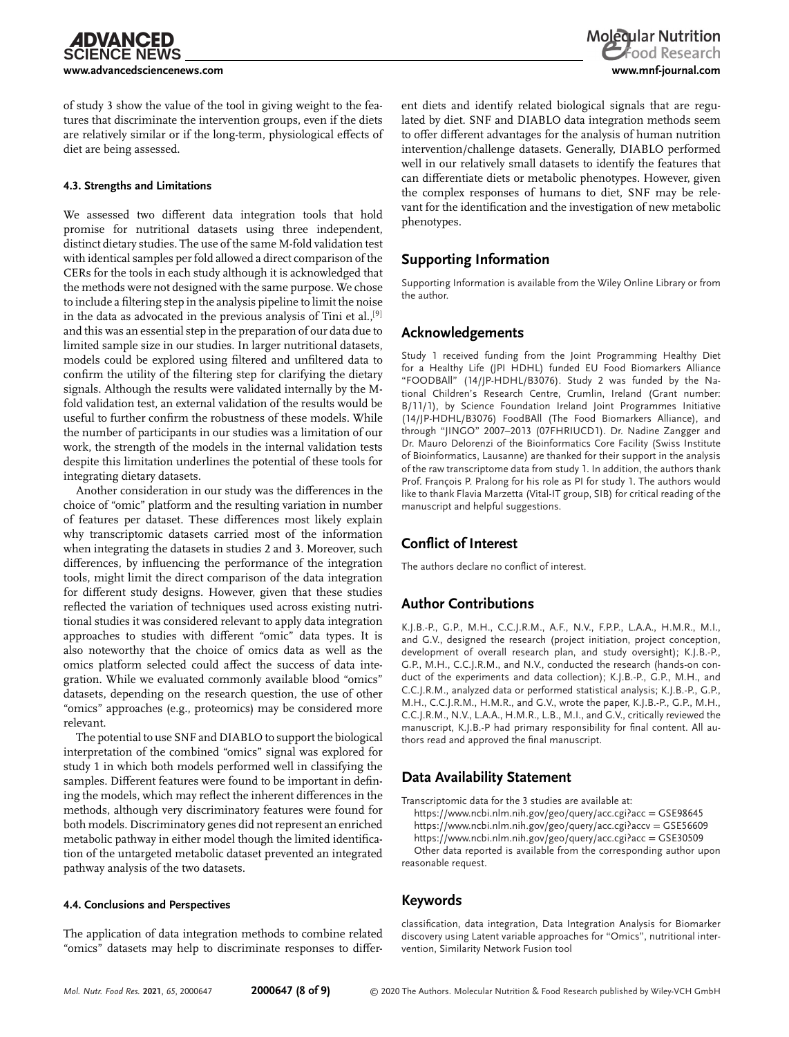of study 3 show the value of the tool in giving weight to the features that discriminate the intervention groups, even if the diets are relatively similar or if the long-term, physiological effects of diet are being assessed.

### 4.3. Strengths and Limitations

We assessed two different data integration tools that hold promise for nutritional datasets using three independent, distinct dietary studies. The use of the same M-fold validation test with identical samples per fold allowed a direct comparison of the CERs for the tools in each study although it is acknowledged that the methods were not designed with the same purpose. We chose to include a filtering step in the analysis pipeline to limit the noise in the data as advocated in the previous analysis of Tini et al.,[9] and this was an essential step in the preparation of our data due to limited sample size in our studies. In larger nutritional datasets, models could be explored using filtered and unfiltered data to confirm the utility of the filtering step for clarifying the dietary signals. Although the results were validated internally by the M-fold validation test, an external validation of the results would be useful to further confirm the robustness of these models. While the number of participants in our studies was a limitation of our work, the strength of the models in the internal validation tests despite this limitation underlines the potential of these tools for integrating dietary datasets.

Another consideration in our study was the differences in the choice of "omic" platform and the resulting variation in number of features per dataset. These differences most likely explain why transcriptomic datasets carried most of the information when integrating the datasets in studies 2 and 3. Moreover, such differences, by influencing the performance of the integration tools, might limit the direct comparison of the data integration for different study designs. However, given that these studies reflected the variation of techniques used across existing nutritional studies it was considered relevant to apply data integration approaches to studies with different "omic" data types. It is also noteworthy that the choice of omics data as well as the omics platform selected could affect the success of data integration. While we evaluated commonly available blood "omics" datasets, depending on the research question, the use of other "omics" approaches (e.g., proteomics) may be considered more relevant.

The potential to use SNF and DIABLO to support the biological interpretation of the combined "omics" signal was explored for study 1 in which both models performed well in classifying the samples. Different features were found to be important in defining the models, which may reflect the inherent differences in the methods, although very discriminatory features were found for both models. Discriminatory genes did not represent an enriched metabolic pathway in either model though the limited identification of the untargeted metabolic dataset prevented an integrated pathway analysis of the two datasets.

### 4.4. Conclusions and Perspectives

The application of data integration methods to combine related "omics" datasets may help to discriminate responses to different diets and identify related biological signals that are regulated by diet. SNF and DIABLO data integration methods seem to offer different advantages for the analysis of human nutrition intervention/challenge datasets. Generally, DIABLO performed well in our relatively small datasets to identify the features that can differentiate diets or metabolic phenotypes. However, given the complex responses of humans to diet, SNF may be relevant for the identification and the investigation of new metabolic phenotypes.

## Supporting Information

Supporting Information is available from the Wiley Online Library or from the author.

## Acknowledgements

Study 1 received funding from the Joint Programming Healthy Diet for a Healthy Life (JPI HDHL) funded EU Food Biomarkers Alliance "FOODBAll" (14/JP-HDHL/B3076). Study 2 was funded by the National Children's Research Centre, Crumlin, Ireland (Grant number: B/11/1), by Science Foundation Ireland Joint Programmes Initiative (14/JP-HDHL/B3076) FoodBAll (The Food Biomarkers Alliance), and through "JINGO" 2007–2013 (07FHRIUCD1). Dr. Nadine Zangger and Dr. Mauro Delorenzi of the Bioinformatics Core Facility (Swiss Institute of Bioinformatics, Lausanne) are thanked for their support in the analysis of the raw transcriptome data from study 1. In addition, the authors thank Prof. François P. Pralong for his role as PI for study 1. The authors would like to thank Flavia Marzetta (Vital-IT group, SIB) for critical reading of the manuscript and helpful suggestions.

## Conflict of Interest

The authors declare no conflict of interest.

## Author Contributions

K.J.B.-P., G.P., M.H., C.C.J.R.M., A.F., N.V., F.P.P., L.A.A., H.M.R., M.I., and G.V., designed the research (project initiation, project conception, development of overall research plan, and study oversight); K.J.B.-P., G.P., M.H., C.C.J.R.M., and N.V., conducted the research (hands-on conduct of the experiments and data collection); K.J.B.-P., G.P., M.H., and C.C.J.R.M., analyzed data or performed statistical analysis; K.J.B.-P., G.P., M.H., C.C.J.R.M., H.M.R., and G.V., wrote the paper, K.J.B.-P., G.P., M.H., C.C.J.R.M., N.V., L.A.A., H.M.R., L.B., M.I., and G.V., critically reviewed the manuscript, K.J.B.-P had primary responsibility for final content. All authors read and approved the final manuscript.

## Data Availability Statement

Transcriptomic data for the 3 studies are available at:

https://www.ncbi.nlm.nih.gov/geo/query/acc.cgi?acc = GSE98645
https://www.ncbi.nlm.nih.gov/geo/query/acc.cgi?accv = GSE56609
https://www.ncbi.nlm.nih.gov/geo/query/acc.cgi?acc = GSE30509

Other data reported is available from the corresponding author upon reasonable request.

## Keywords

classification, data integration, Data Integration Analysis for Biomarker discovery using Latent variable approaches for "Omics", nutritional intervention, Similarity Network Fusion tool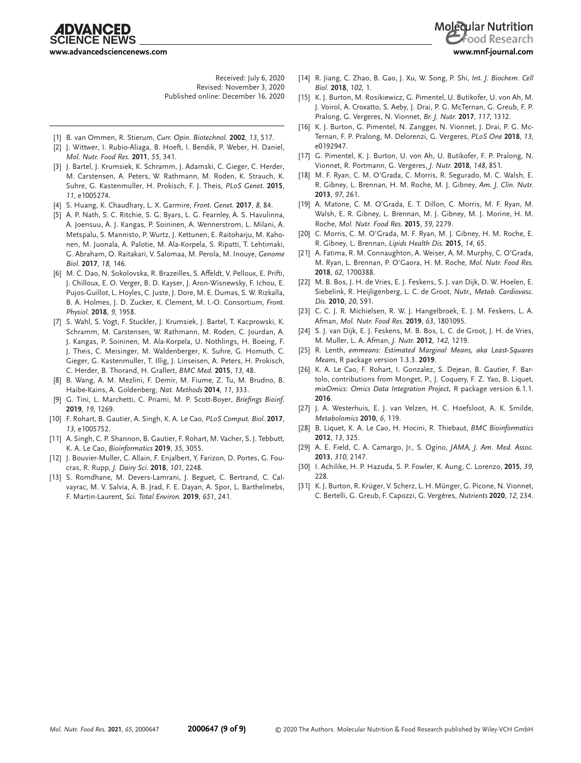Received: July 6, 2020
Revised: November 3, 2020
Published online: December 16, 2020

[1] B. van Ommen, R. Stierum, *Curr. Opin. Biotechnol.* **2002**, *13*, 517.

[2] J. Wittwer, I. Rubio-Aliaga, B. Hoeft, I. Bendik, P. Weber, H. Daniel, *Mol. Nutr. Food Res.* **2011**, *55*, 341.

[3] J. Bartel, J. Krumsiek, K. Schramm, J. Adamski, C. Gieger, C. Herder, M. Carstensen, A. Peters, W. Rathmann, M. Roden, K. Strauch, K. Suhre, G. Kastenmuller, H. Prokisch, F. J. Theis, *PLoS Genet.* **2015**, *11*, e1005274.

[4] S. Huang, K. Chaudhary, L. X. Garmire, *Front. Genet.* **2017**, *8*, 84.

[5] A. P. Nath, S. C. Ritchie, S. G. Byars, L. G. Fearnley, A. S. Havulinna, A. Joensuu, A. J. Kangas, P. Soininen, A. Wennerstrom, L. Milani, A. Metspalu, S. Mannisto, P. Wurtz, J. Kettunen, E. Raitoharju, M. Kahonen, M. Juonala, A. Palotie, M. Ala-Korpela, S. Ripatti, T. Lehtimaki, G. Abraham, O. Raitakari, V. Salomaa, M. Perola, M. Inouye, *Genome Biol.* **2017**, *18*, 146.

[6] M. C. Dao, N. Sokolovska, R. Brazeilles, S. Affeldt, V. Pelloux, E. Prifti, J. Chilloux, E. O. Verger, B. D. Kayser, J. Aron-Wisnewsky, F. Ichou, E. Pujos-Guillot, L. Hoyles, C. Juste, J. Dore, M. E. Dumas, S. W. Rizkalla, B. A. Holmes, J. D. Zucker, K. Clement, M. I.-O. Consortium, *Front. Physiol.* **2018**, *9*, 1958.

[7] S. Wahl, S. Vogt, F. Stuckler, J. Krumsiek, J. Bartel, T. Kacprowski, K. Schramm, M. Carstensen, W. Rathmann, M. Roden, C. Jourdan, A. J. Kangas, P. Soininen, M. Ala-Korpela, U. Nothlings, H. Boeing, F. J. Theis, C. Meisinger, M. Waldenberger, K. Suhre, G. Homuth, C. Gieger, G. Kastenmuller, T. Illig, J. Linseisen, A. Peters, H. Prokisch, C. Herder, B. Thorand, H. Grallert, *BMC Med.* **2015**, *13*, 48.

[8] B. Wang, A. M. Mezlini, F. Demir, M. Fiume, Z. Tu, M. Brudno, B. Haibe-Kains, A. Goldenberg, *Nat. Methods* **2014**, *11*, 333.

[9] G. Tini, L. Marchetti, C. Priami, M. P. Scott-Boyer, *Briefings Bioinf.* **2019**, *19*, 1269.

[10] F. Rohart, B. Gautier, A. Singh, K. A. Le Cao, *PLoS Comput. Biol.* **2017**, *13*, e1005752.

[11] A. Singh, C. P. Shannon, B. Gautier, F. Rohart, M. Vacher, S. J. Tebbutt, K. A. Le Cao, *Bioinformatics* **2019**, *35*, 3055.

[12] J. Bouvier-Muller, C. Allain, F. Enjalbert, Y. Farizon, D. Portes, G. Foucras, R. Rupp, *J. Dairy Sci.* **2018**, *101*, 2248.

[13] S. Romdhane, M. Devers-Lamrani, J. Beguet, C. Bertrand, C. Calvayrac, M. V. Salvia, A. B. Jrad, F. E. Dayan, A. Spor, L. Barthelmebs, F. Martin-Laurent, *Sci. Total Environ.* **2019**, *651*, 241.

[14] R. Jiang, C. Zhao, B. Gao, J. Xu, W. Song, P. Shi, *Int. J. Biochem. Cell Biol.* **2018**, *102*, 1.

[15] K. J. Burton, M. Rosikiewicz, G. Pimentel, U. Butikofer, U. von Ah, M. J. Voirol, A. Croxatto, S. Aeby, J. Drai, P. G. McTernan, G. Greub, F. P. Pralong, G. Vergeres, N. Vionnet, *Br. J. Nutr.* **2017**, *117*, 1312.

[16] K. J. Burton, G. Pimentel, N. Zangger, N. Vionnet, J. Drai, P. G. McTernan, F. P. Pralong, M. Delorenzi, G. Vergeres, *PLoS One* **2018**, *13*, e0192947.

[17] G. Pimentel, K. J. Burton, U. von Ah, U. Butikofer, F. P. Pralong, N. Vionnet, R. Portmann, G. Vergeres, *J. Nutr.* **2018**, *148*, 851.

[18] M. F. Ryan, C. M. O'Grada, C. Morris, R. Segurado, M. C. Walsh, E. R. Gibney, L. Brennan, H. M. Roche, M. J. Gibney, *Am. J. Clin. Nutr.* **2013**, *97*, 261.

[19] A. Matone, C. M. O'Grada, E. T. Dillon, C. Morris, M. F. Ryan, M. Walsh, E. R. Gibney, L. Brennan, M. J. Gibney, M. J. Morine, H. M. Roche, *Mol. Nutr. Food Res.* **2015**, *59*, 2279.

[20] C. Morris, C. M. O'Grada, M. F. Ryan, M. J. Gibney, H. M. Roche, E. R. Gibney, L. Brennan, *Lipids Health Dis.* **2015**, *14*, 65.

[21] A. Fatima, R. M. Connaughton, A. Weiser, A. M. Murphy, C. O'Grada, M. Ryan, L. Brennan, P. O'Gaora, H. M. Roche, *Mol. Nutr. Food Res.* **2018**, *62*, 1700388.

[22] M. B. Bos, J. H. de Vries, E. J. Feskens, S. J. van Dijk, D. W. Hoelen, E. Siebelink, R. Heijligenberg, L. C. de Groot, *Nutr., Metab. Cardiovasc. Dis.* **2010**, *20*, 591.

[23] C. C. J. R. Michielsen, R. W. J. Hangelbroek, E. J. M. Feskens, L. A. Afman, *Mol. Nutr. Food Res.* **2019**, *63*, 1801095.

[24] S. J. van Dijk, E. J. Feskens, M. B. Bos, L. C. de Groot, J. H. de Vries, M. Muller, L. A. Afman, *J. Nutr.* **2012**, *142*, 1219.

[25] R. Lenth, *emmeans: Estimated Marginal Means, aka Least-Squares Means*, R package version 1.3.3. **2019**.

[26] K. A. Le Cao, F. Rohart, I. Gonzalez, S. Dejean, B. Gautier, F. Bartolo, contributions from Monget, P., J. Coquery, F. Z. Yao, B. Liquet, *mixOmics: Omics Data Integration Project*, R package version 6.1.1. **2016**.

[27] J. A. Westerhuis, E. J. van Velzen, H. C. Hoefsloot, A. K. Smilde, *Metabolomics* **2010**, *6*, 119.

[28] B. Liquet, K. A. Le Cao, H. Hocini, R. Thiebaut, *BMC Bioinformatics* **2012**, *13*, 325.

[29] A. E. Field, C. A. Camargo, Jr., S. Ogino, *JAMA, J. Am. Med. Assoc.* **2013**, *310*, 2147.

[30] I. Achilike, H. P. Hazuda, S. P. Fowler, K. Aung, C. Lorenzo, **2015**, *39*, 228.

[31] K. J. Burton, R. Krüger, V. Scherz, L. H. Münger, G. Picone, N. Vionnet, C. Bertelli, G. Greub, F. Capozzi, G. Vergères, *Nutrients* **2020**, *12*, 234.